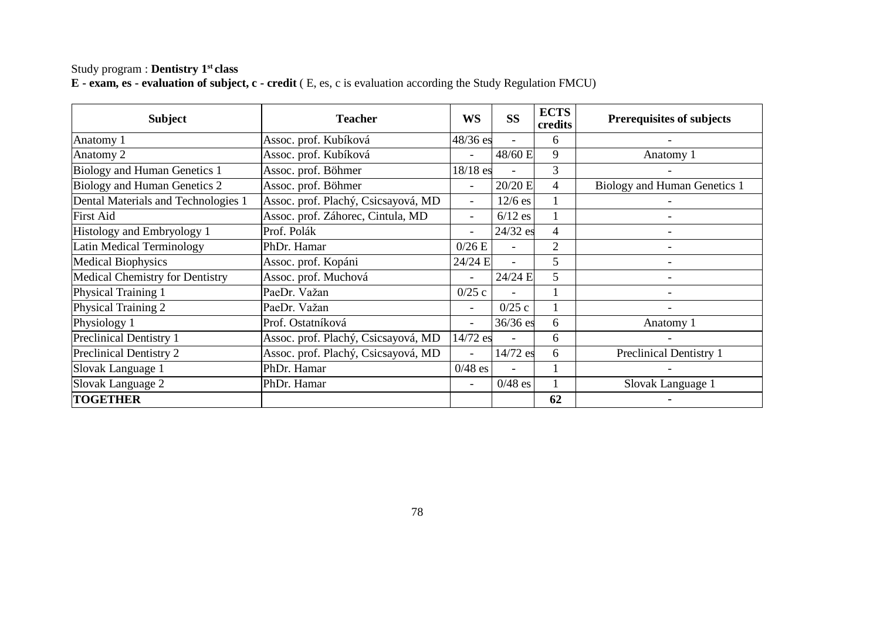Study program : **Dentistry 1st class**

**E - exam, es - evaluation of subject, c - credit** ( E, es, c is evaluation according the Study Regulation FMCU)

| Subject | Teacher | WS | SS | ECTS credits | Prerequisites of subjects |
|---|---|---|---|---|---|
| Anatomy 1 | Assoc. prof. Kubíková | 48/36 es | - | 6 | - |
| Anatomy 2 | Assoc. prof. Kubíková | - | 48/60 E | 9 | Anatomy 1 |
| Biology and Human Genetics 1 | Assoc. prof. Böhmer | 18/18 es | - | 3 | - |
| Biology and Human Genetics 2 | Assoc. prof. Böhmer | - | 20/20 E | 4 | Biology and Human Genetics 1 |
| Dental Materials and Technologies 1 | Assoc. prof. Plachý, Csicsayová, MD | - | 12/6 es | 1 | - |
| First Aid | Assoc. prof. Záhorec, Cintula, MD | - | 6/12 es | 1 | - |
| Histology and Embryology 1 | Prof. Polák | - | 24/32 es | 4 | - |
| Latin Medical Terminology | PhDr. Hamar | 0/26 E | - | 2 | - |
| Medical Biophysics | Assoc. prof. Kopáni | 24/24 E | - | 5 | - |
| Medical Chemistry for Dentistry | Assoc. prof. Muchová | - | 24/24 E | 5 | - |
| Physical Training 1 | PaeDr. Važan | 0/25 c | - | 1 | - |
| Physical Training 2 | PaeDr. Važan | - | 0/25 c | 1 | - |
| Physiology 1 | Prof. Ostatníková | - | 36/36 es | 6 | Anatomy 1 |
| Preclinical Dentistry 1 | Assoc. prof. Plachý, Csicsayová, MD | 14/72 es | - | 6 | - |
| Preclinical Dentistry 2 | Assoc. prof. Plachý, Csicsayová, MD | - | 14/72 es | 6 | Preclinical Dentistry 1 |
| Slovak Language 1 | PhDr. Hamar | 0/48 es | - | 1 | - |
| Slovak Language 2 | PhDr. Hamar | - | 0/48 es | 1 | Slovak Language 1 |
| **TOGETHER** | | | | **62** | **-** |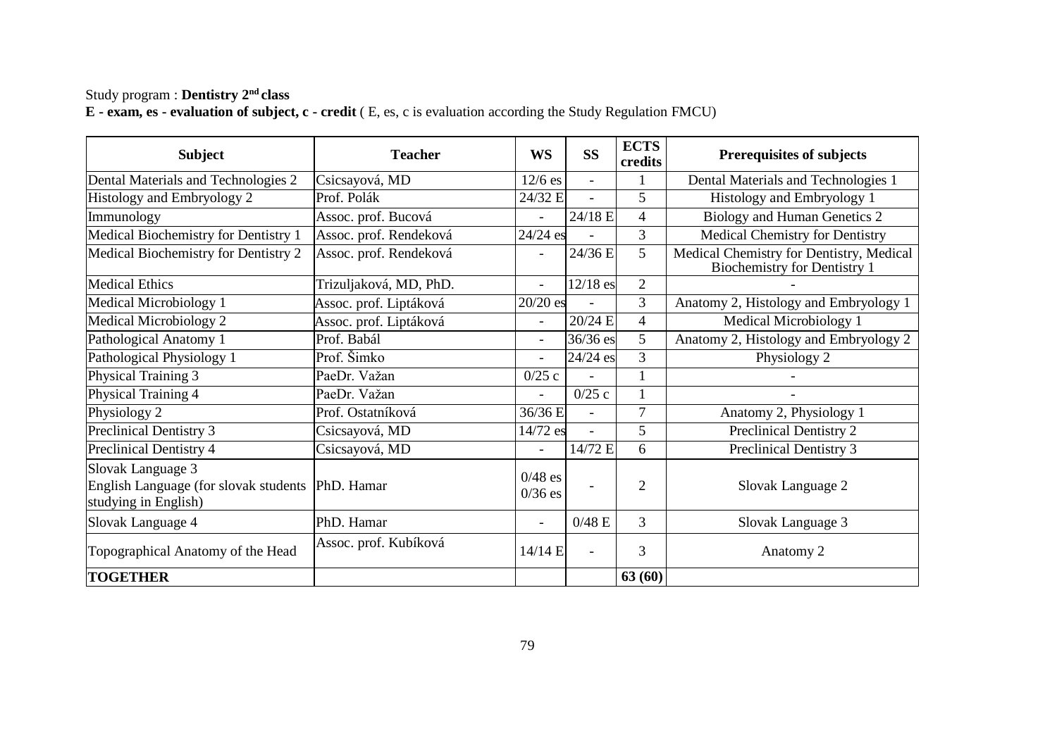Study program : **Dentistry 2nd class**

**E - exam, es - evaluation of subject, c - credit** ( E, es, c is evaluation according the Study Regulation FMCU)

| Subject | Teacher | WS | SS | ECTS credits | Prerequisites of subjects |
|---|---|---|---|---|---|
| Dental Materials and Technologies 2 | Csicsayová, MD | 12/6 es | - | 1 | Dental Materials and Technologies 1 |
| Histology and Embryology 2 | Prof. Polák | 24/32 E | - | 5 | Histology and Embryology 1 |
| Immunology | Assoc. prof. Bucová | - | 24/18 E | 4 | Biology and Human Genetics 2 |
| Medical Biochemistry for Dentistry 1 | Assoc. prof. Rendeková | 24/24 es | - | 3 | Medical Chemistry for Dentistry |
| Medical Biochemistry for Dentistry 2 | Assoc. prof. Rendeková | - | 24/36 E | 5 | Medical Chemistry for Dentistry, Medical Biochemistry for Dentistry 1 |
| Medical Ethics | Trizuljaková, MD, PhD. | - | 12/18 es | 2 | - |
| Medical Microbiology 1 | Assoc. prof. Liptáková | 20/20 es | - | 3 | Anatomy 2, Histology and Embryology 1 |
| Medical Microbiology 2 | Assoc. prof. Liptáková | - | 20/24 E | 4 | Medical Microbiology 1 |
| Pathological Anatomy 1 | Prof. Babál | - | 36/36 es | 5 | Anatomy 2, Histology and Embryology 2 |
| Pathological Physiology 1 | Prof. Šimko | - | 24/24 es | 3 | Physiology 2 |
| Physical Training 3 | PaeDr. Važan | 0/25 c | - | 1 | - |
| Physical Training 4 | PaeDr. Važan | - | 0/25 c | 1 | - |
| Physiology 2 | Prof. Ostatníková | 36/36 E | - | 7 | Anatomy 2, Physiology 1 |
| Preclinical Dentistry 3 | Csicsayová, MD | 14/72 es | - | 5 | Preclinical Dentistry 2 |
| Preclinical Dentistry 4 | Csicsayová, MD | - | 14/72 E | 6 | Preclinical Dentistry 3 |
| Slovak Language 3<br>English Language (for slovak students studying in English) | PhD. Hamar | 0/48 es<br>0/36 es | - | 2 | Slovak Language 2 |
| Slovak Language 4 | PhD. Hamar | - | 0/48 E | 3 | Slovak Language 3 |
| Topographical Anatomy of the Head | Assoc. prof. Kubíková | 14/14 E | - | 3 | Anatomy 2 |
| **TOGETHER** | | | | **63 (60)** | |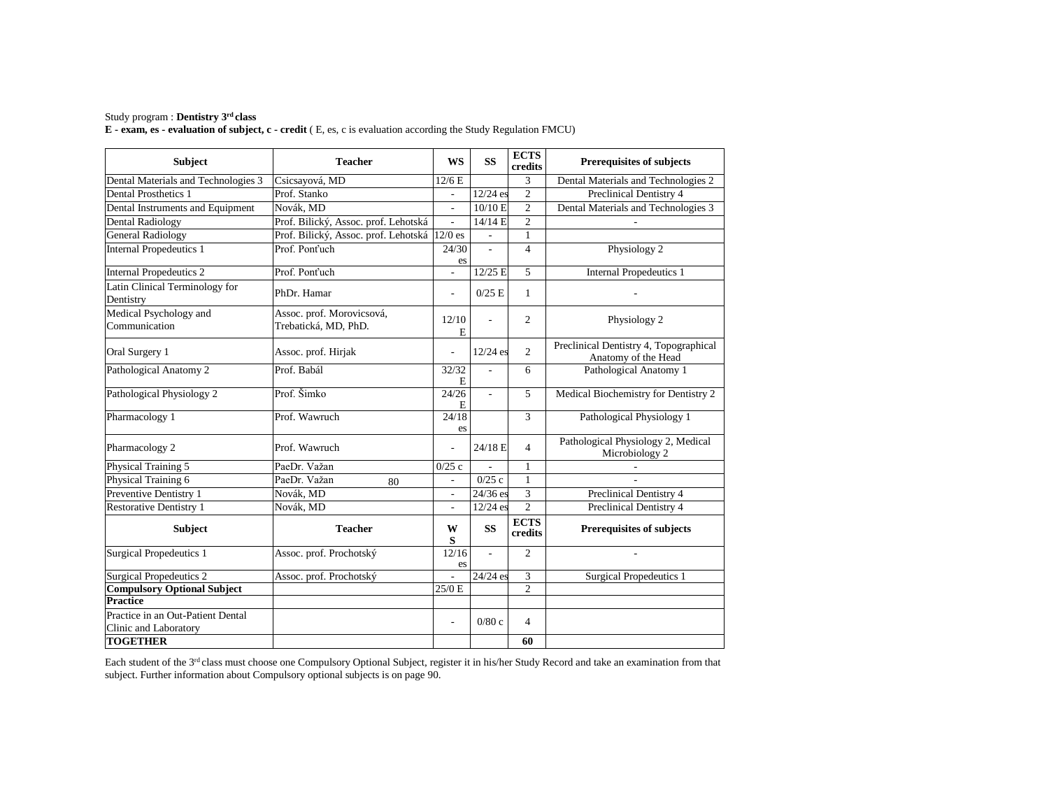Study program : **Dentistry 3rd class**

**E - exam, es - evaluation of subject, c - credit** ( E, es, c is evaluation according the Study Regulation FMCU)

| Subject | Teacher | WS | SS | ECTS credits | Prerequisites of subjects |
|---|---|---|---|---|---|
| Dental Materials and Technologies 3 | Csicsayová, MD | 12/6 E | | 3 | Dental Materials and Technologies 2 |
| Dental Prosthetics 1 | Prof. Stanko | - | 12/24 es | 2 | Preclinical Dentistry 4 |
| Dental Instruments and Equipment | Novák, MD | - | 10/10 E | 2 | Dental Materials and Technologies 3 |
| Dental Radiology | Prof. Bilický, Assoc. prof. Lehotská | - | 14/14 E | 2 | - |
| General Radiology | Prof. Bilický, Assoc. prof. Lehotská | 12/0 es | - | 1 | |
| Internal Propedeutics 1 | Prof. Ponťuch | 24/30 es | - | 4 | Physiology 2 |
| Internal Propedeutics 2 | Prof. Ponťuch | - | 12/25 E | 5 | Internal Propedeutics 1 |
| Latin Clinical Terminology for Dentistry | PhDr. Hamar | - | 0/25 E | 1 | - |
| Medical Psychology and Communication | Assoc. prof. Morovicsová, Trebatická, MD, PhD. | 12/10 E | - | 2 | Physiology 2 |
| Oral Surgery 1 | Assoc. prof. Hirjak | - | 12/24 es | 2 | Preclinical Dentistry 4, Topographical Anatomy of the Head |
| Pathological Anatomy 2 | Prof. Babál | 32/32 E | - | 6 | Pathological Anatomy 1 |
| Pathological Physiology 2 | Prof. Šimko | 24/26 E | - | 5 | Medical Biochemistry for Dentistry 2 |
| Pharmacology 1 | Prof. Wawruch | 24/18 es | | 3 | Pathological Physiology 1 |
| Pharmacology 2 | Prof. Wawruch | - | 24/18 E | 4 | Pathological Physiology 2, Medical Microbiology 2 |
| Physical Training 5 | PaeDr. Važan | 0/25 c | - | 1 | - |
| Physical Training 6 | PaeDr. Važan | - | 0/25 c | 1 | - |
| Preventive Dentistry 1 | Novák, MD | - | 24/36 es | 3 | Preclinical Dentistry 4 |
| Restorative Dentistry 1 | Novák, MD | - | 12/24 es | 2 | Preclinical Dentistry 4 |
| **Subject** | **Teacher** | **WS** | **SS** | **ECTS credits** | **Prerequisites of subjects** |
| Surgical Propedeutics 1 | Assoc. prof. Prochotský | 12/16 es | - | 2 | - |
| Surgical Propedeutics 2 | Assoc. prof. Prochotský | - | 24/24 es | 3 | Surgical Propedeutics 1 |
| **Compulsory Optional Subject** | | 25/0 E | | 2 | |
| **Practice** | | | | | |
| Practice in an Out-Patient Dental Clinic and Laboratory | | - | 0/80 c | 4 | |
| **TOGETHER** | | | | **60** | |

Each student of the 3rd class must choose one Compulsory Optional Subject, register it in his/her Study Record and take an examination from that subject. Further information about Compulsory optional subjects is on page 90.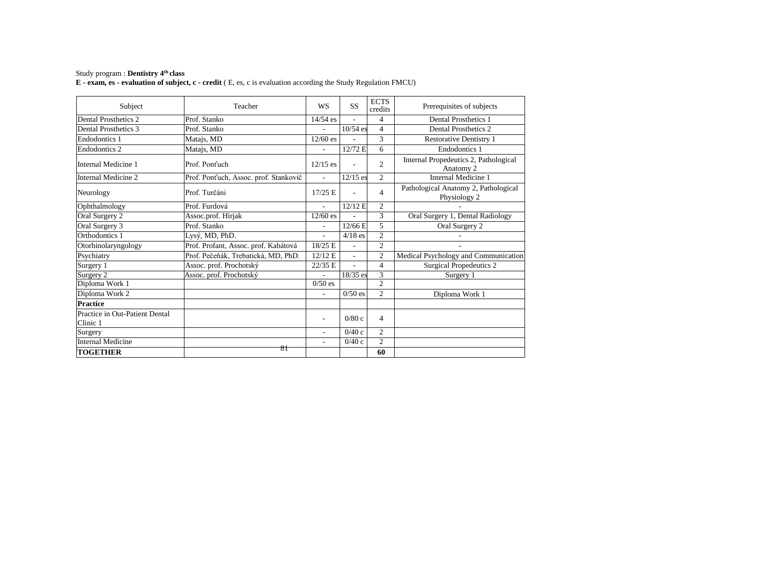Study program : **Dentistry 4th class**

**E - exam, es - evaluation of subject, c - credit** ( E, es, c is evaluation according the Study Regulation FMCU)

| Subject | Teacher | WS | SS | ECTS credits | Prerequisites of subjects |
|---|---|---|---|---|---|
| Dental Prosthetics 2 | Prof. Stanko | 14/54 es | - | 4 | Dental Prosthetics 1 |
| Dental Prosthetics 3 | Prof. Stanko | - | 10/54 es | 4 | Dental Prosthetics 2 |
| Endodontics 1 | Matajs, MD | 12/60 es | - | 3 | Restorative Dentistry 1 |
| Endodontics 2 | Matajs, MD | - | 12/72 E | 6 | Endodontics 1 |
| Internal Medicine 1 | Prof. Ponťuch | 12/15 es | - | 2 | Internal Propedeutics 2, Pathological Anatomy 2 |
| Internal Medicine 2 | Prof. Ponťuch, Assoc. prof. Stankovič | - | 12/15 es | 2 | Internal Medicine 1 |
| Neurology | Prof. Turčáni | 17/25 E | - | 4 | Pathological Anatomy 2, Pathological Physiology 2 |
| Ophthalmology | Prof. Furdová | - | 12/12 E | 2 | - |
| Oral Surgery 2 | Assoc.prof. Hirjak | 12/60 es | - | 3 | Oral Surgery 1, Dental Radiology |
| Oral Surgery 3 | Prof. Stanko | - | 12/66 E | 5 | Oral Surgery 2 |
| Orthodontics 1 | Lysý, MD, PhD. | - | 4/18 es | 2 | - |
| Otorhinolaryngology | Prof. Profant, Assoc. prof. Kabátová | 18/25 E | - | 2 | - |
| Psychiatry | Prof. Pečeňák, Trebatická, MD, PhD. | 12/12 E | - | 2 | Medical Psychology and Communication |
| Surgery 1 | Assoc. prof. Prochotský | 22/35 E | - | 4 | Surgical Propedeutics 2 |
| Surgery 2 | Assoc. prof. Prochotský | - | 18/35 es | 3 | Surgery 1 |
| Diploma Work 1 | | 0/50 es | | 2 | |
| Diploma Work 2 | | - | 0/50 es | 2 | Diploma Work 1 |
| **Practice** | | | | | |
| Practice in Out-Patient Dental Clinic 1 | | - | 0/80 c | 4 | |
| Surgery | | - | 0/40 c | 2 | |
| Internal Medicine | | - | 0/40 c | 2 | |
| **TOGETHER** | | | | **60** | |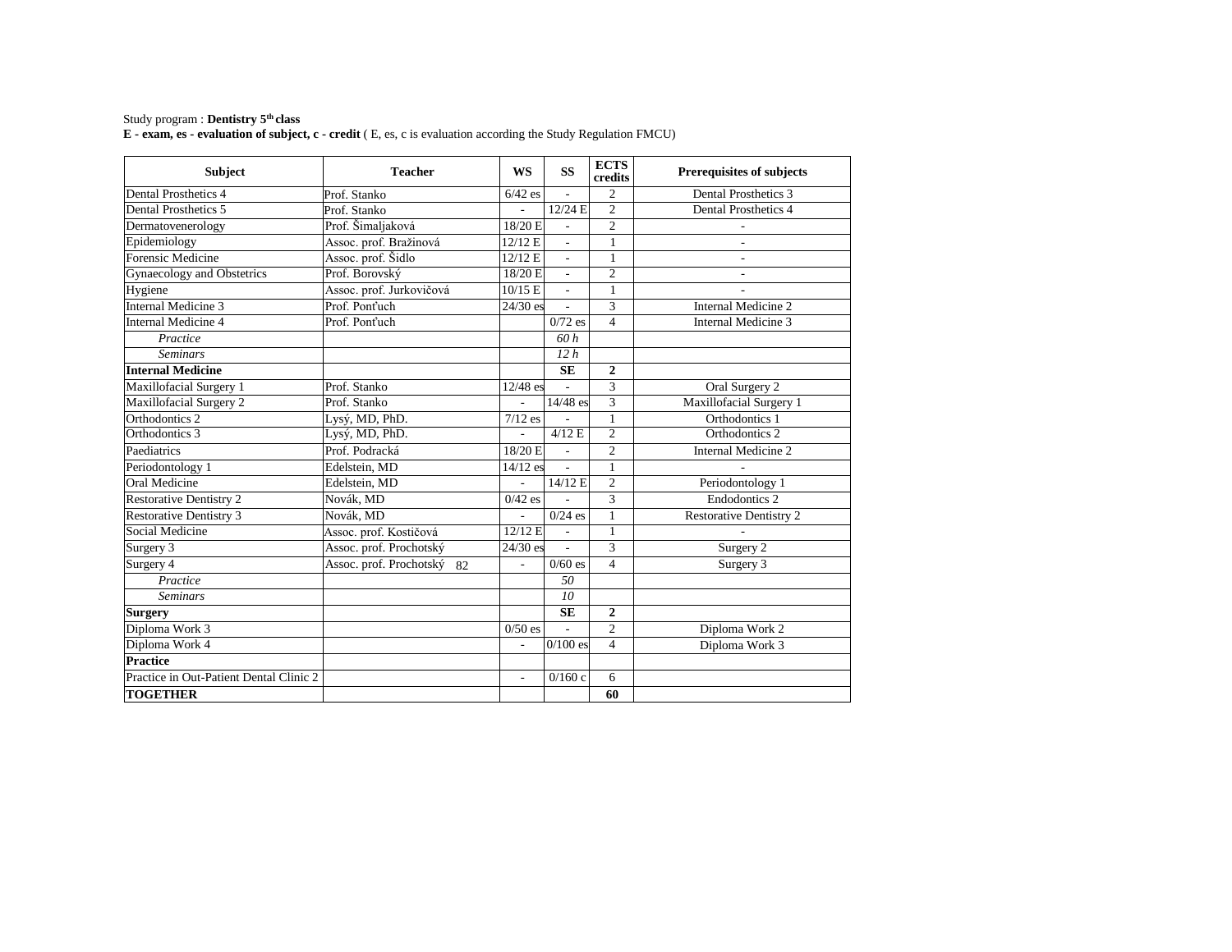Study program : **Dentistry 5th class**

**E - exam, es - evaluation of subject, c - credit** ( E, es, c is evaluation according the Study Regulation FMCU)

| Subject | Teacher | WS | SS | ECTS credits | Prerequisites of subjects |
|---|---|---|---|---|---|
| Dental Prosthetics 4 | Prof. Stanko | 6/42 es | - | 2 | Dental Prosthetics 3 |
| Dental Prosthetics 5 | Prof. Stanko | - | 12/24 E | 2 | Dental Prosthetics 4 |
| Dermatovenerology | Prof. Šimaljaková | 18/20 E | - | 2 | - |
| Epidemiology | Assoc. prof. Bražinová | 12/12 E | - | 1 | - |
| Forensic Medicine | Assoc. prof. Šidlo | 12/12 E | - | 1 | - |
| Gynaecology and Obstetrics | Prof. Borovský | 18/20 E | - | 2 | - |
| Hygiene | Assoc. prof. Jurkovičová | 10/15 E | - | 1 | - |
| Internal Medicine 3 | Prof. Ponťuch | 24/30 es | - | 3 | Internal Medicine 2 |
| Internal Medicine 4 | Prof. Ponťuch | | 0/72 es | 4 | Internal Medicine 3 |
| *Practice* | | | *60 h* | | |
| *Seminars* | | | *12 h* | | |
| **Internal Medicine** | | | **SE** | **2** | |
| Maxillofacial Surgery 1 | Prof. Stanko | 12/48 es | - | 3 | Oral Surgery 2 |
| Maxillofacial Surgery 2 | Prof. Stanko | - | 14/48 es | 3 | Maxillofacial Surgery 1 |
| Orthodontics 2 | Lysý, MD, PhD. | 7/12 es | - | 1 | Orthodontics 1 |
| Orthodontics 3 | Lysý, MD, PhD. | - | 4/12 E | 2 | Orthodontics 2 |
| Paediatrics | Prof. Podracká | 18/20 E | - | 2 | Internal Medicine 2 |
| Periodontology 1 | Edelstein, MD | 14/12 es | - | 1 | - |
| Oral Medicine | Edelstein, MD | - | 14/12 E | 2 | Periodontology 1 |
| Restorative Dentistry 2 | Novák, MD | 0/42 es | - | 3 | Endodontics 2 |
| Restorative Dentistry 3 | Novák, MD | - | 0/24 es | 1 | Restorative Dentistry 2 |
| Social Medicine | Assoc. prof. Kostičová | 12/12 E | - | 1 | - |
| Surgery 3 | Assoc. prof. Prochotský | 24/30 es | - | 3 | Surgery 2 |
| Surgery 4 | Assoc. prof. Prochotský | - | 0/60 es | 4 | Surgery 3 |
| *Practice* | | | *50* | | |
| *Seminars* | | | *10* | | |
| **Surgery** | | | **SE** | **2** | |
| Diploma Work 3 | | 0/50 es | - | 2 | Diploma Work 2 |
| Diploma Work 4 | | - | 0/100 es | 4 | Diploma Work 3 |
| **Practice** | | | | | |
| Practice in Out-Patient Dental Clinic 2 | | - | 0/160 c | 6 | |
| **TOGETHER** | | | | **60** | |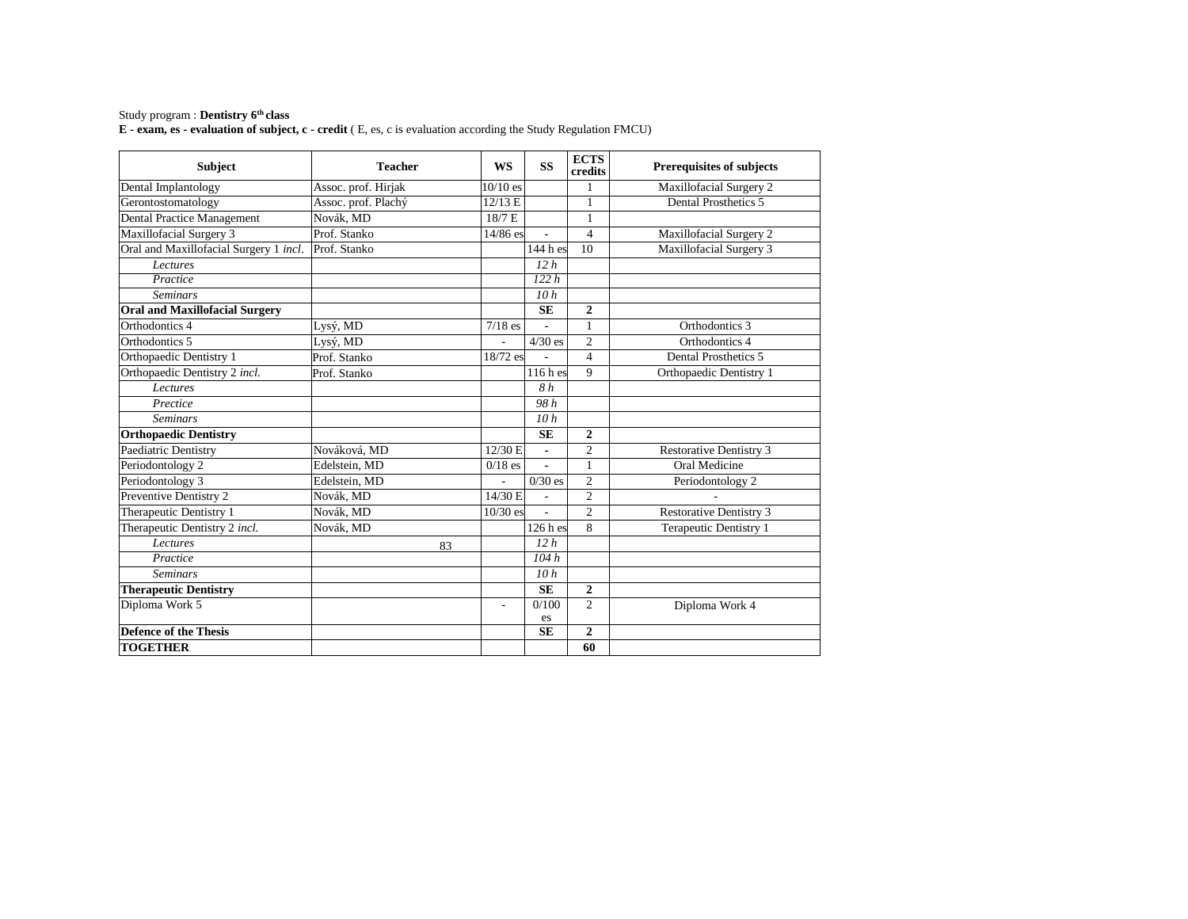Study program : **Dentistry 6th class**

**E - exam, es - evaluation of subject, c - credit** ( E, es, c is evaluation according the Study Regulation FMCU)

| Subject | Teacher | WS | SS | ECTS credits | Prerequisites of subjects |
|---|---|---|---|---|---|
| Dental Implantology | Assoc. prof. Hirjak | 10/10 es | | 1 | Maxillofacial Surgery 2 |
| Gerontostomatology | Assoc. prof. Plachý | 12/13 E | | 1 | Dental Prosthetics 5 |
| Dental Practice Management | Novák, MD | 18/7 E | | 1 | |
| Maxillofacial Surgery 3 | Prof. Stanko | 14/86 es | - | 4 | Maxillofacial Surgery 2 |
| Oral and Maxillofacial Surgery 1 *incl*. | Prof. Stanko | | 144 h es | 10 | Maxillofacial Surgery 3 |
| *Lectures* | | | *12 h* | | |
| *Practice* | | | *122 h* | | |
| *Seminars* | | | *10 h* | | |
| **Oral and Maxillofacial Surgery** | | | **SE** | **2** | |
| Orthodontics 4 | Lysý, MD | 7/18 es | - | 1 | Orthodontics 3 |
| Orthodontics 5 | Lysý, MD | - | 4/30 es | 2 | Orthodontics 4 |
| Orthopaedic Dentistry 1 | Prof. Stanko | 18/72 es | - | 4 | Dental Prosthetics 5 |
| Orthopaedic Dentistry 2 *incl.* | Prof. Stanko | | 116 h es | 9 | Orthopaedic Dentistry 1 |
| *Lectures* | | | *8 h* | | |
| *Prectice* | | | *98 h* | | |
| *Seminars* | | | *10 h* | | |
| **Orthopaedic Dentistry** | | | **SE** | **2** | |
| Paediatric Dentistry | Nováková, MD | 12/30 E | - | 2 | Restorative Dentistry 3 |
| Periodontology 2 | Edelstein, MD | 0/18 es | - | 1 | Oral Medicine |
| Periodontology 3 | Edelstein, MD | - | 0/30 es | 2 | Periodontology 2 |
| Preventive Dentistry 2 | Novák, MD | 14/30 E | - | 2 | - |
| Therapeutic Dentistry 1 | Novák, MD | 10/30 es | - | 2 | Restorative Dentistry 3 |
| Therapeutic Dentistry 2 *incl.* | Novák, MD | | 126 h es | 8 | Terapeutic Dentistry 1 |
| *Lectures* | | | *12 h* | | |
| *Practice* | | | *104 h* | | |
| *Seminars* | | | *10 h* | | |
| **Therapeutic Dentistry** | | | **SE** | **2** | |
| Diploma Work 5 | | - | 0/100 es | 2 | Diploma Work 4 |
| **Defence of the Thesis** | | | **SE** | **2** | |
| **TOGETHER** | | | | **60** | |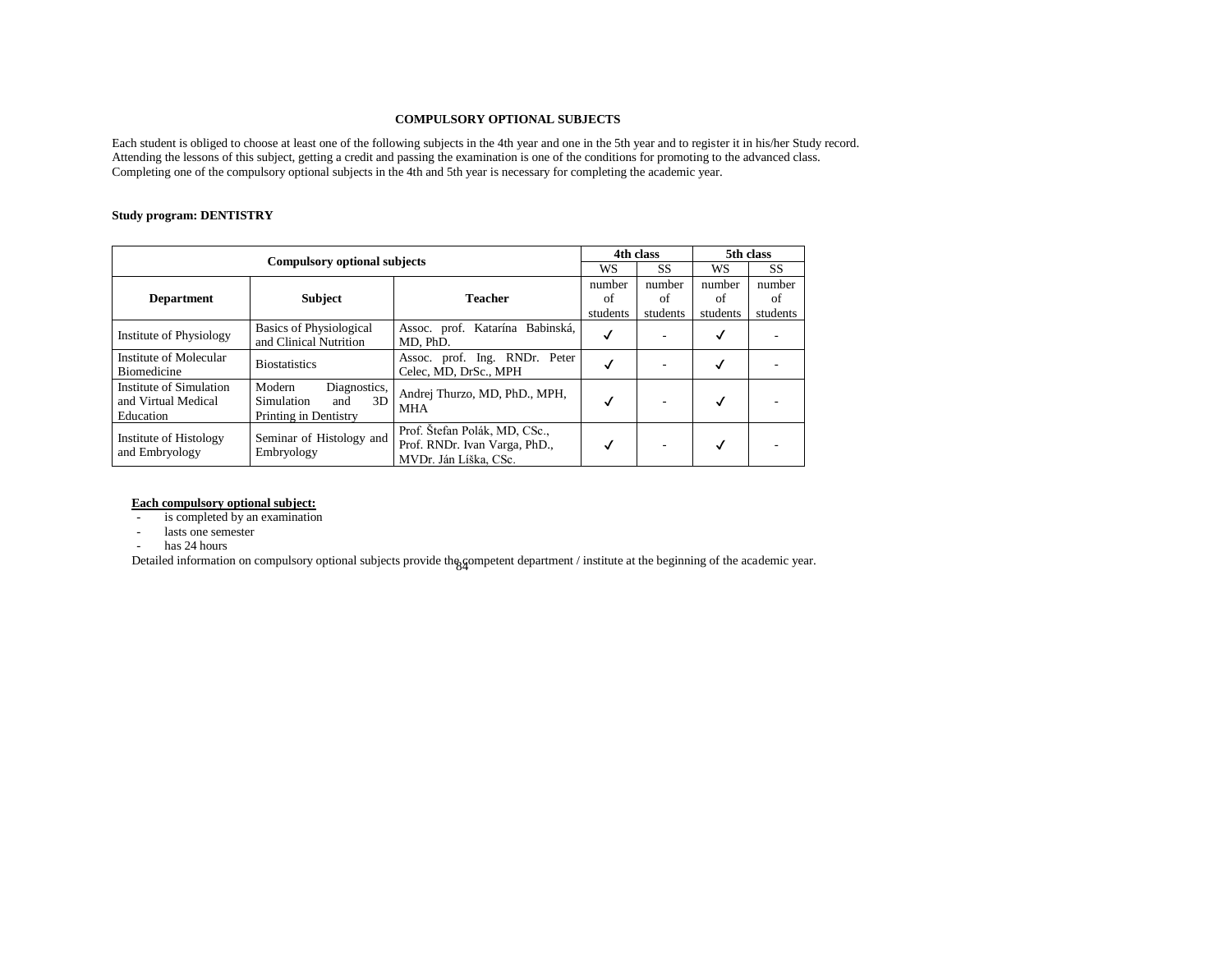## COMPULSORY OPTIONAL SUBJECTS

Each student is obliged to choose at least one of the following subjects in the 4th year and one in the 5th year and to register it in his/her Study record. Attending the lessons of this subject, getting a credit and passing the examination is one of the conditions for promoting to the advanced class. Completing one of the compulsory optional subjects in the 4th and 5th year is necessary for completing the academic year.

**Study program: DENTISTRY**

| Compulsory optional subjects | | | 4th class | | 5th class | |
|---|---|---|---|---|---|---|
| | | | WS | SS | WS | SS |
| **Department** | **Subject** | **Teacher** | number of students | number of students | number of students | number of students |
| Institute of Physiology | Basics of Physiological and Clinical Nutrition | Assoc. prof. Katarína Babinská, MD, PhD. | ✓ | - | ✓ | - |
| Institute of Molecular Biomedicine | Biostatistics | Assoc. prof. Ing. RNDr. Peter Celec, MD, DrSc., MPH | ✓ | - | ✓ | - |
| Institute of Simulation and Virtual Medical Education | Modern Diagnostics, Simulation and 3D Printing in Dentistry | Andrej Thurzo, MD, PhD., MPH, MHA | ✓ | - | ✓ | - |
| Institute of Histology and Embryology | Seminar of Histology and Embryology | Prof. Štefan Polák, MD, CSc., Prof. RNDr. Ivan Varga, PhD., MVDr. Ján Líška, CSc. | ✓ | - | ✓ | - |

**Each compulsory optional subject:**

- is completed by an examination
- lasts one semester
- has 24 hours

Detailed information on compulsory optional subjects provide the competent department / institute at the beginning of the academic year.